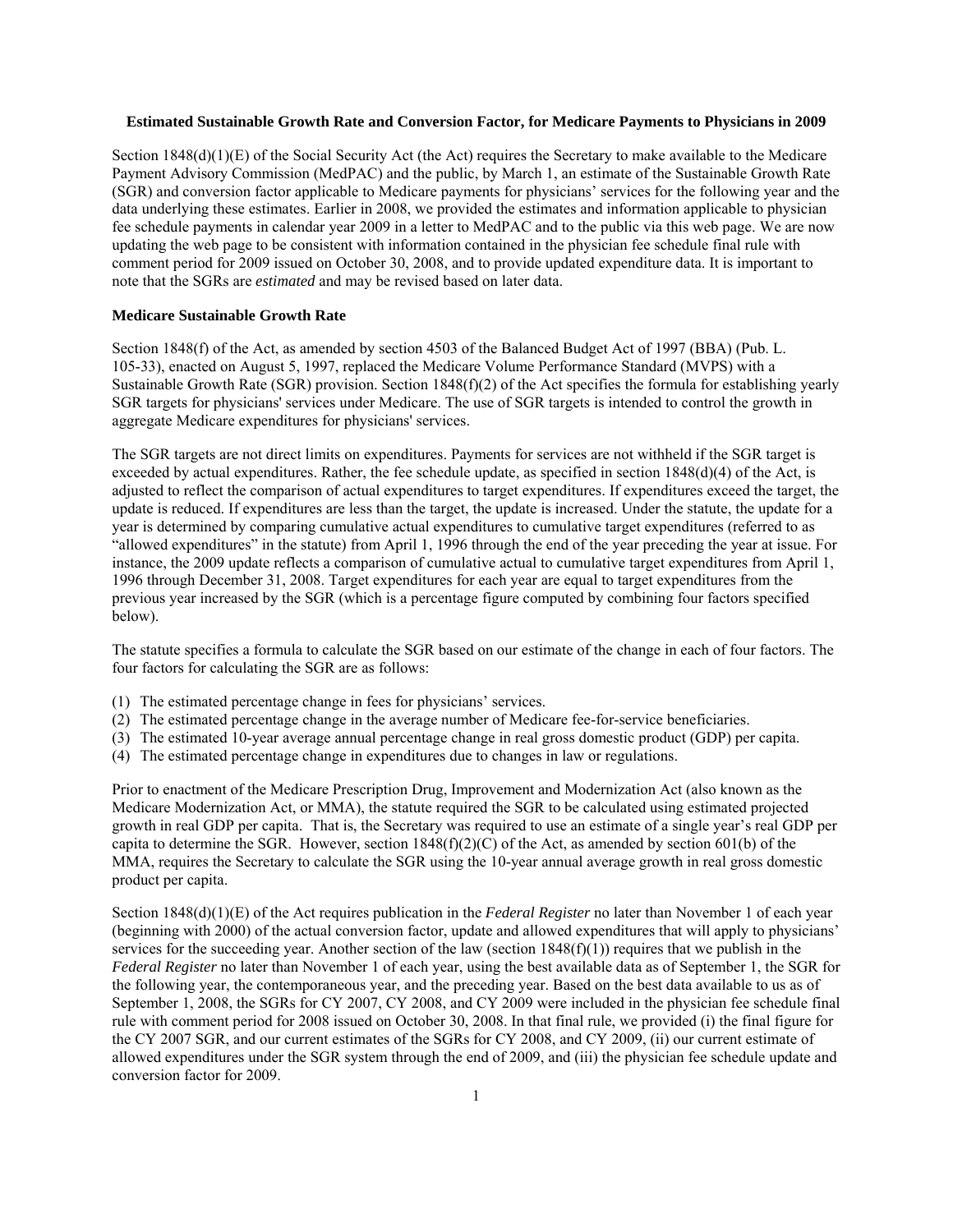**Estimated Sustainable Growth Rate and Conversion Factor, for Medicare Payments to Physicians in 2009**

Section 1848(d)(1)(E) of the Social Security Act (the Act) requires the Secretary to make available to the Medicare Payment Advisory Commission (MedPAC) and the public, by March 1, an estimate of the Sustainable Growth Rate (SGR) and conversion factor applicable to Medicare payments for physicians' services for the following year and the data underlying these estimates. Earlier in 2008, we provided the estimates and information applicable to physician fee schedule payments in calendar year 2009 in a letter to MedPAC and to the public via this web page. We are now updating the web page to be consistent with information contained in the physician fee schedule final rule with comment period for 2009 issued on October 30, 2008, and to provide updated expenditure data. It is important to note that the SGRs are *estimated* and may be revised based on later data.

**Medicare Sustainable Growth Rate**

Section 1848(f) of the Act, as amended by section 4503 of the Balanced Budget Act of 1997 (BBA) (Pub. L. 105-33), enacted on August 5, 1997, replaced the Medicare Volume Performance Standard (MVPS) with a Sustainable Growth Rate (SGR) provision. Section 1848(f)(2) of the Act specifies the formula for establishing yearly SGR targets for physicians' services under Medicare. The use of SGR targets is intended to control the growth in aggregate Medicare expenditures for physicians' services.

The SGR targets are not direct limits on expenditures. Payments for services are not withheld if the SGR target is exceeded by actual expenditures. Rather, the fee schedule update, as specified in section 1848(d)(4) of the Act, is adjusted to reflect the comparison of actual expenditures to target expenditures. If expenditures exceed the target, the update is reduced. If expenditures are less than the target, the update is increased. Under the statute, the update for a year is determined by comparing cumulative actual expenditures to cumulative target expenditures (referred to as "allowed expenditures" in the statute) from April 1, 1996 through the end of the year preceding the year at issue. For instance, the 2009 update reflects a comparison of cumulative actual to cumulative target expenditures from April 1, 1996 through December 31, 2008. Target expenditures for each year are equal to target expenditures from the previous year increased by the SGR (which is a percentage figure computed by combining four factors specified below).

The statute specifies a formula to calculate the SGR based on our estimate of the change in each of four factors. The four factors for calculating the SGR are as follows:

(1) The estimated percentage change in fees for physicians' services.
(2) The estimated percentage change in the average number of Medicare fee-for-service beneficiaries.
(3) The estimated 10-year average annual percentage change in real gross domestic product (GDP) per capita.
(4) The estimated percentage change in expenditures due to changes in law or regulations.

Prior to enactment of the Medicare Prescription Drug, Improvement and Modernization Act (also known as the Medicare Modernization Act, or MMA), the statute required the SGR to be calculated using estimated projected growth in real GDP per capita. That is, the Secretary was required to use an estimate of a single year's real GDP per capita to determine the SGR. However, section 1848(f)(2)(C) of the Act, as amended by section 601(b) of the MMA, requires the Secretary to calculate the SGR using the 10-year annual average growth in real gross domestic product per capita.

Section 1848(d)(1)(E) of the Act requires publication in the *Federal Register* no later than November 1 of each year (beginning with 2000) of the actual conversion factor, update and allowed expenditures that will apply to physicians' services for the succeeding year. Another section of the law (section 1848(f)(1)) requires that we publish in the *Federal Register* no later than November 1 of each year, using the best available data as of September 1, the SGR for the following year, the contemporaneous year, and the preceding year. Based on the best data available to us as of September 1, 2008, the SGRs for CY 2007, CY 2008, and CY 2009 were included in the physician fee schedule final rule with comment period for 2008 issued on October 30, 2008. In that final rule, we provided (i) the final figure for the CY 2007 SGR, and our current estimates of the SGRs for CY 2008, and CY 2009, (ii) our current estimate of allowed expenditures under the SGR system through the end of 2009, and (iii) the physician fee schedule update and conversion factor for 2009.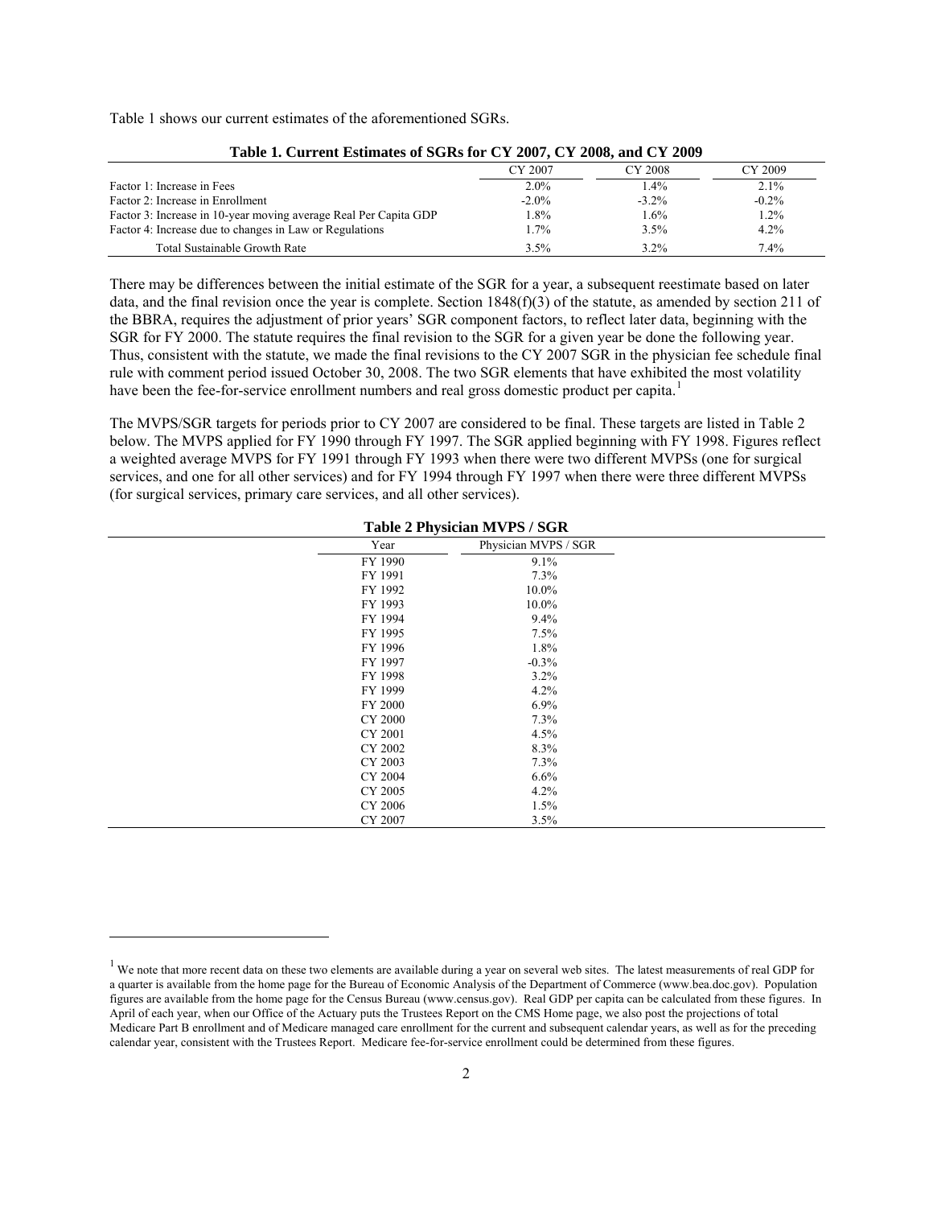Table 1 shows our current estimates of the aforementioned SGRs.

**Table 1. Current Estimates of SGRs for CY 2007, CY 2008, and CY 2009**

| | CY 2007 | CY 2008 | CY 2009 |
|---|---|---|---|
| Factor 1: Increase in Fees | 2.0% | 1.4% | 2.1% |
| Factor 2: Increase in Enrollment | -2.0% | -3.2% | -0.2% |
| Factor 3: Increase in 10-year moving average Real Per Capita GDP | 1.8% | 1.6% | 1.2% |
| Factor 4: Increase due to changes in Law or Regulations | 1.7% | 3.5% | 4.2% |
| Total Sustainable Growth Rate | 3.5% | 3.2% | 7.4% |

There may be differences between the initial estimate of the SGR for a year, a subsequent reestimate based on later data, and the final revision once the year is complete. Section 1848(f)(3) of the statute, as amended by section 211 of the BBRA, requires the adjustment of prior years' SGR component factors, to reflect later data, beginning with the SGR for FY 2000. The statute requires the final revision to the SGR for a given year be done the following year. Thus, consistent with the statute, we made the final revisions to the CY 2007 SGR in the physician fee schedule final rule with comment period issued October 30, 2008. The two SGR elements that have exhibited the most volatility have been the fee-for-service enrollment numbers and real gross domestic product per capita.[1]

The MVPS/SGR targets for periods prior to CY 2007 are considered to be final. These targets are listed in Table 2 below. The MVPS applied for FY 1990 through FY 1997. The SGR applied beginning with FY 1998. Figures reflect a weighted average MVPS for FY 1991 through FY 1993 when there were two different MVPSs (one for surgical services, and one for all other services) and for FY 1994 through FY 1997 when there were three different MVPSs (for surgical services, primary care services, and all other services).

**Table 2 Physician MVPS / SGR**

| Year | Physician MVPS / SGR |
|---|---|
| FY 1990 | 9.1% |
| FY 1991 | 7.3% |
| FY 1992 | 10.0% |
| FY 1993 | 10.0% |
| FY 1994 | 9.4% |
| FY 1995 | 7.5% |
| FY 1996 | 1.8% |
| FY 1997 | -0.3% |
| FY 1998 | 3.2% |
| FY 1999 | 4.2% |
| FY 2000 | 6.9% |
| CY 2000 | 7.3% |
| CY 2001 | 4.5% |
| CY 2002 | 8.3% |
| CY 2003 | 7.3% |
| CY 2004 | 6.6% |
| CY 2005 | 4.2% |
| CY 2006 | 1.5% |
| CY 2007 | 3.5% |

[1] We note that more recent data on these two elements are available during a year on several web sites. The latest measurements of real GDP for a quarter is available from the home page for the Bureau of Economic Analysis of the Department of Commerce (www.bea.doc.gov). Population figures are available from the home page for the Census Bureau (www.census.gov). Real GDP per capita can be calculated from these figures. In April of each year, when our Office of the Actuary puts the Trustees Report on the CMS Home page, we also post the projections of total Medicare Part B enrollment and of Medicare managed care enrollment for the current and subsequent calendar years, as well as for the preceding calendar year, consistent with the Trustees Report. Medicare fee-for-service enrollment could be determined from these figures.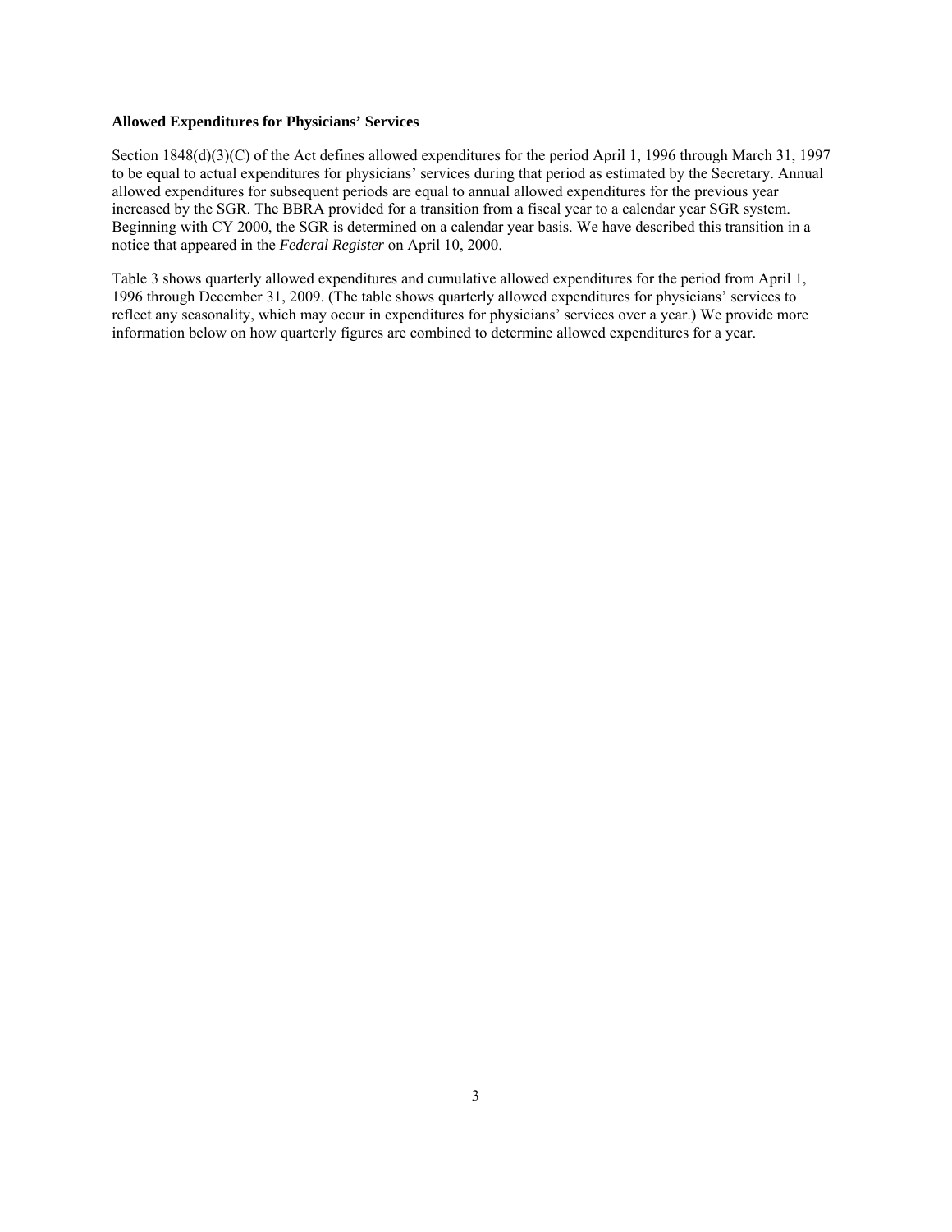**Allowed Expenditures for Physicians' Services**

Section 1848(d)(3)(C) of the Act defines allowed expenditures for the period April 1, 1996 through March 31, 1997 to be equal to actual expenditures for physicians' services during that period as estimated by the Secretary. Annual allowed expenditures for subsequent periods are equal to annual allowed expenditures for the previous year increased by the SGR. The BBRA provided for a transition from a fiscal year to a calendar year SGR system. Beginning with CY 2000, the SGR is determined on a calendar year basis. We have described this transition in a notice that appeared in the *Federal Register* on April 10, 2000.

Table 3 shows quarterly allowed expenditures and cumulative allowed expenditures for the period from April 1, 1996 through December 31, 2009. (The table shows quarterly allowed expenditures for physicians' services to reflect any seasonality, which may occur in expenditures for physicians' services over a year.) We provide more information below on how quarterly figures are combined to determine allowed expenditures for a year.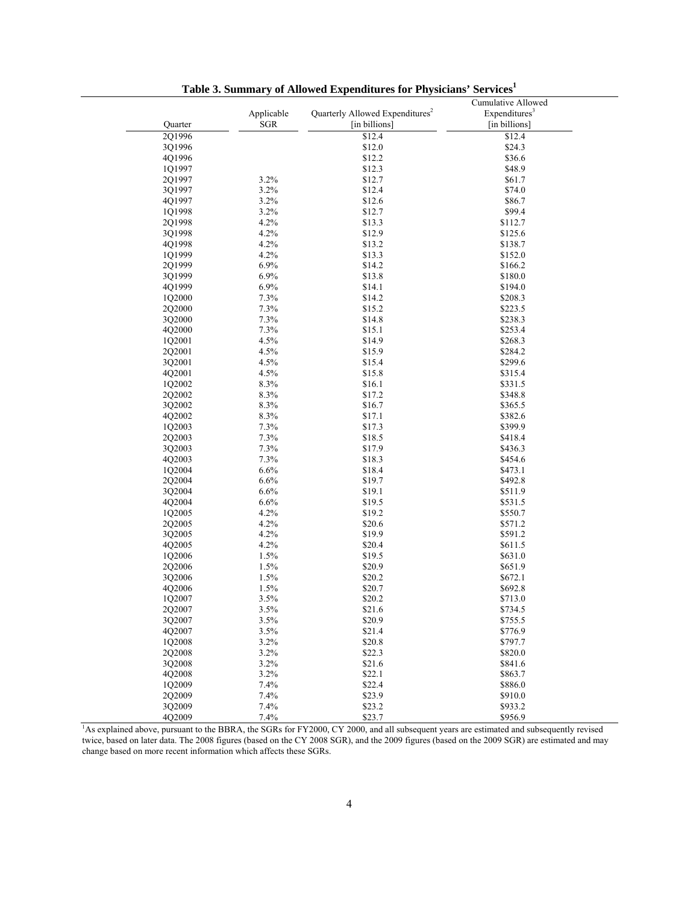**Table 3. Summary of Allowed Expenditures for Physicians' Services[1]**

| Quarter | Applicable SGR | Quarterly Allowed Expenditures[2] [in billions] | Cumulative Allowed Expenditures[3] [in billions] |
|---|---|---|---|
| 2Q1996 | | $12.4 | $12.4 |
| 3Q1996 | | $12.0 | $24.3 |
| 4Q1996 | | $12.2 | $36.6 |
| 1Q1997 | | $12.3 | $48.9 |
| 2Q1997 | 3.2% | $12.7 | $61.7 |
| 3Q1997 | 3.2% | $12.4 | $74.0 |
| 4Q1997 | 3.2% | $12.6 | $86.7 |
| 1Q1998 | 3.2% | $12.7 | $99.4 |
| 2Q1998 | 4.2% | $13.3 | $112.7 |
| 3Q1998 | 4.2% | $12.9 | $125.6 |
| 4Q1998 | 4.2% | $13.2 | $138.7 |
| 1Q1999 | 4.2% | $13.3 | $152.0 |
| 2Q1999 | 6.9% | $14.2 | $166.2 |
| 3Q1999 | 6.9% | $13.8 | $180.0 |
| 4Q1999 | 6.9% | $14.1 | $194.0 |
| 1Q2000 | 7.3% | $14.2 | $208.3 |
| 2Q2000 | 7.3% | $15.2 | $223.5 |
| 3Q2000 | 7.3% | $14.8 | $238.3 |
| 4Q2000 | 7.3% | $15.1 | $253.4 |
| 1Q2001 | 4.5% | $14.9 | $268.3 |
| 2Q2001 | 4.5% | $15.9 | $284.2 |
| 3Q2001 | 4.5% | $15.4 | $299.6 |
| 4Q2001 | 4.5% | $15.8 | $315.4 |
| 1Q2002 | 8.3% | $16.1 | $331.5 |
| 2Q2002 | 8.3% | $17.2 | $348.8 |
| 3Q2002 | 8.3% | $16.7 | $365.5 |
| 4Q2002 | 8.3% | $17.1 | $382.6 |
| 1Q2003 | 7.3% | $17.3 | $399.9 |
| 2Q2003 | 7.3% | $18.5 | $418.4 |
| 3Q2003 | 7.3% | $17.9 | $436.3 |
| 4Q2003 | 7.3% | $18.3 | $454.6 |
| 1Q2004 | 6.6% | $18.4 | $473.1 |
| 2Q2004 | 6.6% | $19.7 | $492.8 |
| 3Q2004 | 6.6% | $19.1 | $511.9 |
| 4Q2004 | 6.6% | $19.5 | $531.5 |
| 1Q2005 | 4.2% | $19.2 | $550.7 |
| 2Q2005 | 4.2% | $20.6 | $571.2 |
| 3Q2005 | 4.2% | $19.9 | $591.2 |
| 4Q2005 | 4.2% | $20.4 | $611.5 |
| 1Q2006 | 1.5% | $19.5 | $631.0 |
| 2Q2006 | 1.5% | $20.9 | $651.9 |
| 3Q2006 | 1.5% | $20.2 | $672.1 |
| 4Q2006 | 1.5% | $20.7 | $692.8 |
| 1Q2007 | 3.5% | $20.2 | $713.0 |
| 2Q2007 | 3.5% | $21.6 | $734.5 |
| 3Q2007 | 3.5% | $20.9 | $755.5 |
| 4Q2007 | 3.5% | $21.4 | $776.9 |
| 1Q2008 | 3.2% | $20.8 | $797.7 |
| 2Q2008 | 3.2% | $22.3 | $820.0 |
| 3Q2008 | 3.2% | $21.6 | $841.6 |
| 4Q2008 | 3.2% | $22.1 | $863.7 |
| 1Q2009 | 7.4% | $22.4 | $886.0 |
| 2Q2009 | 7.4% | $23.9 | $910.0 |
| 3Q2009 | 7.4% | $23.2 | $933.2 |
| 4Q2009 | 7.4% | $23.7 | $956.9 |

[1]As explained above, pursuant to the BBRA, the SGRs for FY2000, CY 2000, and all subsequent years are estimated and subsequently revised twice, based on later data. The 2008 figures (based on the CY 2008 SGR), and the 2009 figures (based on the 2009 SGR) are estimated and may change based on more recent information which affects these SGRs.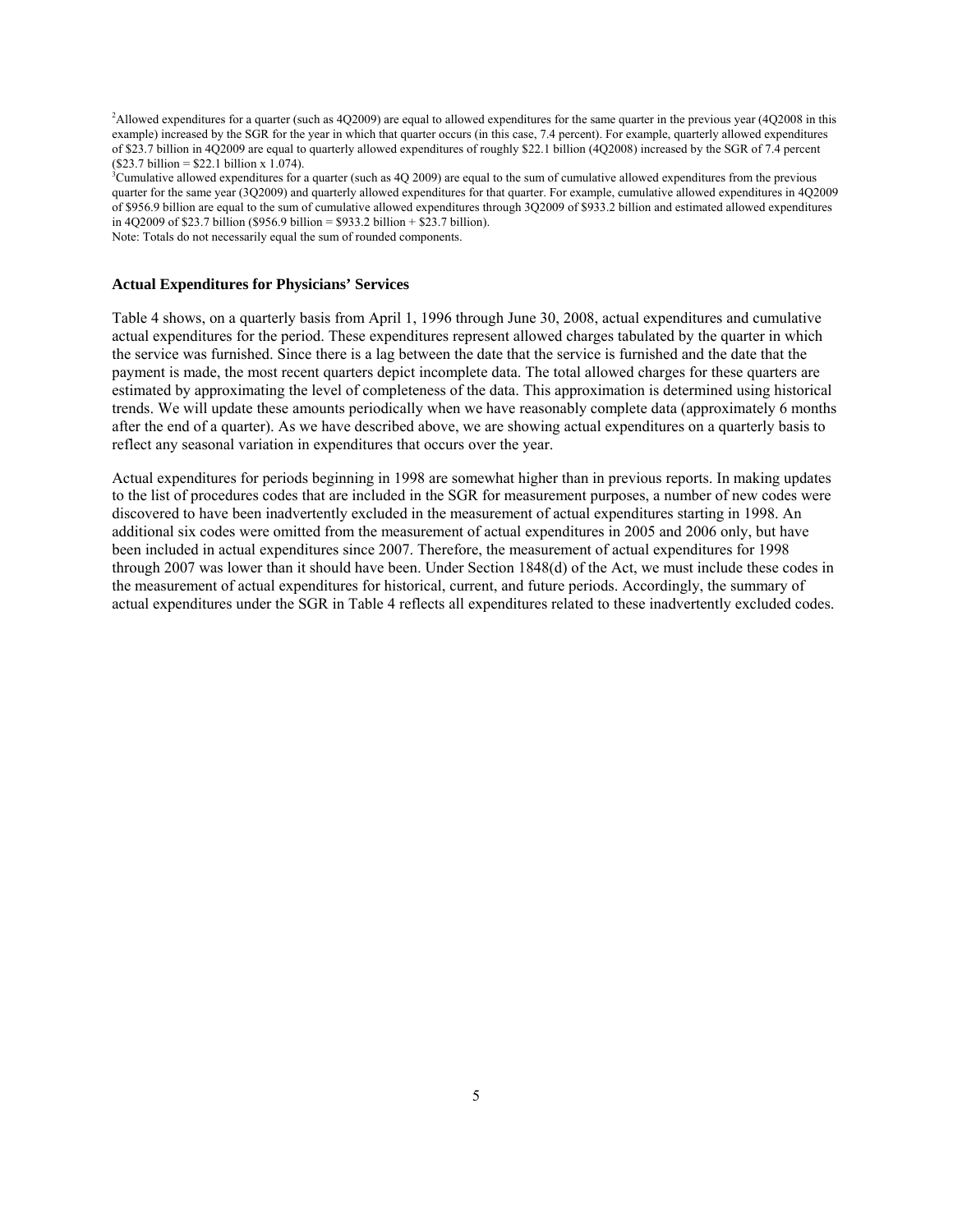[2]Allowed expenditures for a quarter (such as 4Q2009) are equal to allowed expenditures for the same quarter in the previous year (4Q2008 in this example) increased by the SGR for the year in which that quarter occurs (in this case, 7.4 percent). For example, quarterly allowed expenditures of $23.7 billion in 4Q2009 are equal to quarterly allowed expenditures of roughly $22.1 billion (4Q2008) increased by the SGR of 7.4 percent ($23.7 billion = $22.1 billion x 1.074).

[3]Cumulative allowed expenditures for a quarter (such as 4Q 2009) are equal to the sum of cumulative allowed expenditures from the previous quarter for the same year (3Q2009) and quarterly allowed expenditures for that quarter. For example, cumulative allowed expenditures in 4Q2009 of $956.9 billion are equal to the sum of cumulative allowed expenditures through 3Q2009 of $933.2 billion and estimated allowed expenditures in 4Q2009 of $23.7 billion ($956.9 billion = $933.2 billion + $23.7 billion).

Note: Totals do not necessarily equal the sum of rounded components.

### Actual Expenditures for Physicians' Services

Table 4 shows, on a quarterly basis from April 1, 1996 through June 30, 2008, actual expenditures and cumulative actual expenditures for the period. These expenditures represent allowed charges tabulated by the quarter in which the service was furnished. Since there is a lag between the date that the service is furnished and the date that the payment is made, the most recent quarters depict incomplete data. The total allowed charges for these quarters are estimated by approximating the level of completeness of the data. This approximation is determined using historical trends. We will update these amounts periodically when we have reasonably complete data (approximately 6 months after the end of a quarter). As we have described above, we are showing actual expenditures on a quarterly basis to reflect any seasonal variation in expenditures that occurs over the year.

Actual expenditures for periods beginning in 1998 are somewhat higher than in previous reports. In making updates to the list of procedures codes that are included in the SGR for measurement purposes, a number of new codes were discovered to have been inadvertently excluded in the measurement of actual expenditures starting in 1998. An additional six codes were omitted from the measurement of actual expenditures in 2005 and 2006 only, but have been included in actual expenditures since 2007. Therefore, the measurement of actual expenditures for 1998 through 2007 was lower than it should have been. Under Section 1848(d) of the Act, we must include these codes in the measurement of actual expenditures for historical, current, and future periods. Accordingly, the summary of actual expenditures under the SGR in Table 4 reflects all expenditures related to these inadvertently excluded codes.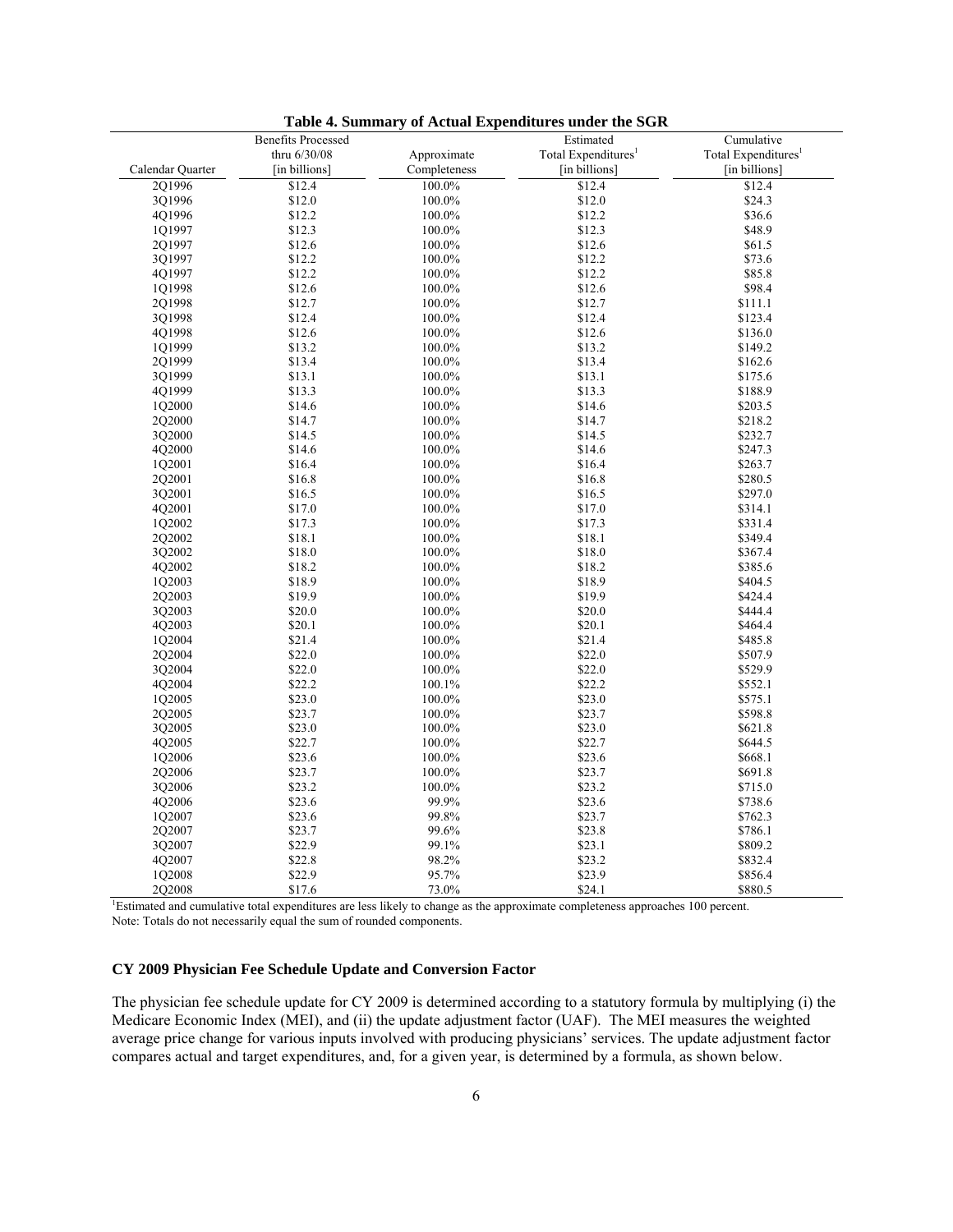**Table 4. Summary of Actual Expenditures under the SGR**

| Calendar Quarter | Benefits Processed thru 6/30/08 [in billions] | Approximate Completeness | Estimated Total Expenditures[1] [in billions] | Cumulative Total Expenditures[1] [in billions] |
|---|---|---|---|---|
| 2Q1996 | $12.4 | 100.0% | $12.4 | $12.4 |
| 3Q1996 | $12.0 | 100.0% | $12.0 | $24.3 |
| 4Q1996 | $12.2 | 100.0% | $12.2 | $36.6 |
| 1Q1997 | $12.3 | 100.0% | $12.3 | $48.9 |
| 2Q1997 | $12.6 | 100.0% | $12.6 | $61.5 |
| 3Q1997 | $12.2 | 100.0% | $12.2 | $73.6 |
| 4Q1997 | $12.2 | 100.0% | $12.2 | $85.8 |
| 1Q1998 | $12.6 | 100.0% | $12.6 | $98.4 |
| 2Q1998 | $12.7 | 100.0% | $12.7 | $111.1 |
| 3Q1998 | $12.4 | 100.0% | $12.4 | $123.4 |
| 4Q1998 | $12.6 | 100.0% | $12.6 | $136.0 |
| 1Q1999 | $13.2 | 100.0% | $13.2 | $149.2 |
| 2Q1999 | $13.4 | 100.0% | $13.4 | $162.6 |
| 3Q1999 | $13.1 | 100.0% | $13.1 | $175.6 |
| 4Q1999 | $13.3 | 100.0% | $13.3 | $188.9 |
| 1Q2000 | $14.6 | 100.0% | $14.6 | $203.5 |
| 2Q2000 | $14.7 | 100.0% | $14.7 | $218.2 |
| 3Q2000 | $14.5 | 100.0% | $14.5 | $232.7 |
| 4Q2000 | $14.6 | 100.0% | $14.6 | $247.3 |
| 1Q2001 | $16.4 | 100.0% | $16.4 | $263.7 |
| 2Q2001 | $16.8 | 100.0% | $16.8 | $280.5 |
| 3Q2001 | $16.5 | 100.0% | $16.5 | $297.0 |
| 4Q2001 | $17.0 | 100.0% | $17.0 | $314.1 |
| 1Q2002 | $17.3 | 100.0% | $17.3 | $331.4 |
| 2Q2002 | $18.1 | 100.0% | $18.1 | $349.4 |
| 3Q2002 | $18.0 | 100.0% | $18.0 | $367.4 |
| 4Q2002 | $18.2 | 100.0% | $18.2 | $385.6 |
| 1Q2003 | $18.9 | 100.0% | $18.9 | $404.5 |
| 2Q2003 | $19.9 | 100.0% | $19.9 | $424.4 |
| 3Q2003 | $20.0 | 100.0% | $20.0 | $444.4 |
| 4Q2003 | $20.1 | 100.0% | $20.1 | $464.4 |
| 1Q2004 | $21.4 | 100.0% | $21.4 | $485.8 |
| 2Q2004 | $22.0 | 100.0% | $22.0 | $507.9 |
| 3Q2004 | $22.0 | 100.0% | $22.0 | $529.9 |
| 4Q2004 | $22.2 | 100.1% | $22.2 | $552.1 |
| 1Q2005 | $23.0 | 100.0% | $23.0 | $575.1 |
| 2Q2005 | $23.7 | 100.0% | $23.7 | $598.8 |
| 3Q2005 | $23.0 | 100.0% | $23.0 | $621.8 |
| 4Q2005 | $22.7 | 100.0% | $22.7 | $644.5 |
| 1Q2006 | $23.6 | 100.0% | $23.6 | $668.1 |
| 2Q2006 | $23.7 | 100.0% | $23.7 | $691.8 |
| 3Q2006 | $23.2 | 100.0% | $23.2 | $715.0 |
| 4Q2006 | $23.6 | 99.9% | $23.6 | $738.6 |
| 1Q2007 | $23.6 | 99.8% | $23.7 | $762.3 |
| 2Q2007 | $23.7 | 99.6% | $23.8 | $786.1 |
| 3Q2007 | $22.9 | 99.1% | $23.1 | $809.2 |
| 4Q2007 | $22.8 | 98.2% | $23.2 | $832.4 |
| 1Q2008 | $22.9 | 95.7% | $23.9 | $856.4 |
| 2Q2008 | $17.6 | 73.0% | $24.1 | $880.5 |

[1]Estimated and cumulative total expenditures are less likely to change as the approximate completeness approaches 100 percent.
Note: Totals do not necessarily equal the sum of rounded components.

### CY 2009 Physician Fee Schedule Update and Conversion Factor

The physician fee schedule update for CY 2009 is determined according to a statutory formula by multiplying (i) the Medicare Economic Index (MEI), and (ii) the update adjustment factor (UAF). The MEI measures the weighted average price change for various inputs involved with producing physicians' services. The update adjustment factor compares actual and target expenditures, and, for a given year, is determined by a formula, as shown below.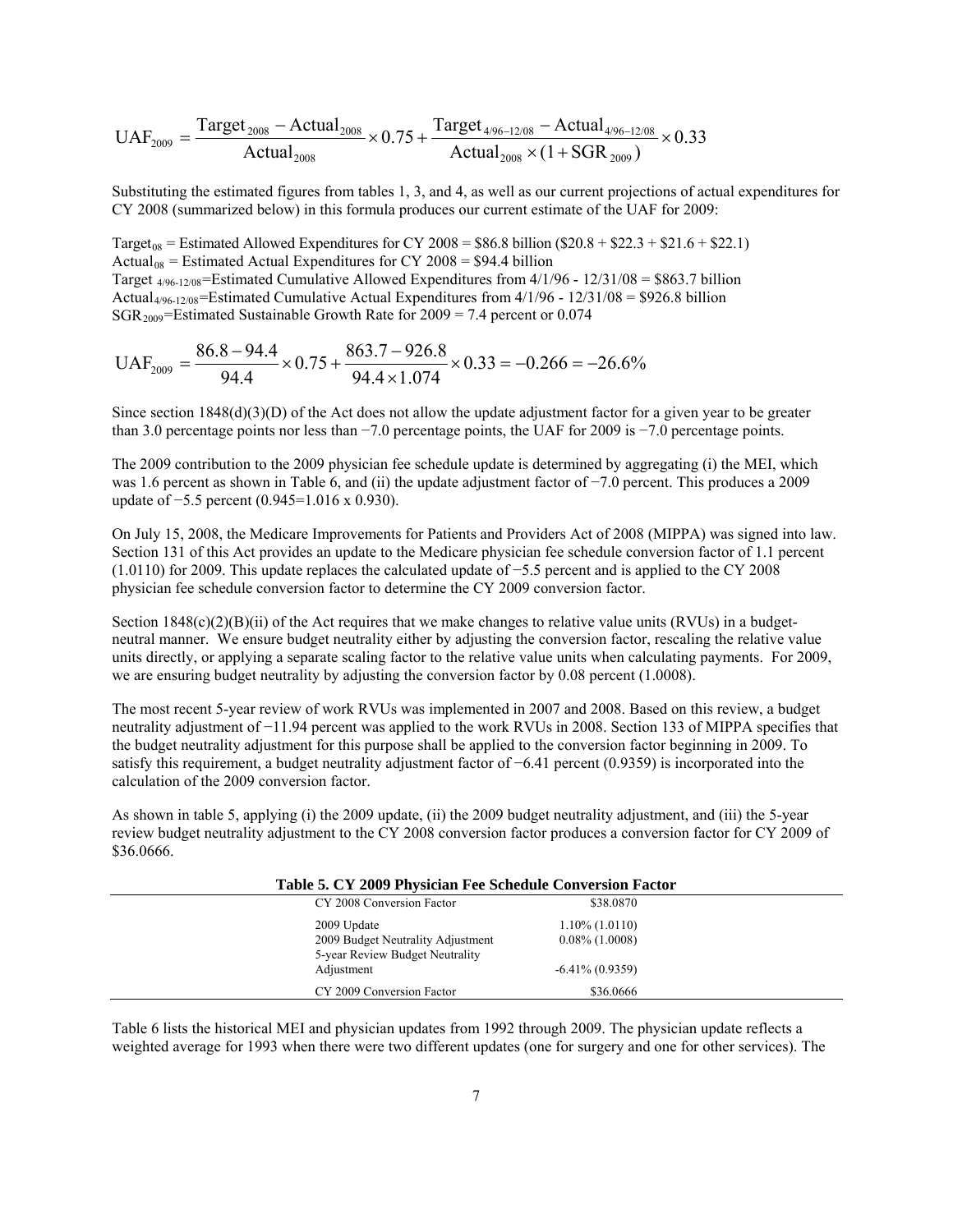$$\text{UAF}_{2009} = \frac{\text{Target}_{2008} - \text{Actual}_{2008}}{\text{Actual}_{2008}} \times 0.75 + \frac{\text{Target}_{4/96-12/08} - \text{Actual}_{4/96-12/08}}{\text{Actual}_{2008} \times (1 + \text{SGR}_{2009})} \times 0.33$$

Substituting the estimated figures from tables 1, 3, and 4, as well as our current projections of actual expenditures for CY 2008 (summarized below) in this formula produces our current estimate of the UAF for 2009:

$\text{Target}_{08}$ = Estimated Allowed Expenditures for CY 2008 = \$86.8 billion (\$20.8 + \$22.3 + \$21.6 + \$22.1)
$\text{Actual}_{08}$ = Estimated Actual Expenditures for CY 2008 = \$94.4 billion
$\text{Target}_{4/96-12/08}$=Estimated Cumulative Allowed Expenditures from 4/1/96 - 12/31/08 = \$863.7 billion
$\text{Actual}_{4/96-12/08}$=Estimated Cumulative Actual Expenditures from 4/1/96 - 12/31/08 = \$926.8 billion
$\text{SGR}_{2009}$=Estimated Sustainable Growth Rate for 2009 = 7.4 percent or 0.074

$$\text{UAF}_{2009} = \frac{86.8 - 94.4}{94.4} \times 0.75 + \frac{863.7 - 926.8}{94.4 \times 1.074} \times 0.33 = -0.266 = -26.6\%$$

Since section 1848(d)(3)(D) of the Act does not allow the update adjustment factor for a given year to be greater than 3.0 percentage points nor less than −7.0 percentage points, the UAF for 2009 is −7.0 percentage points.

The 2009 contribution to the 2009 physician fee schedule update is determined by aggregating (i) the MEI, which was 1.6 percent as shown in Table 6, and (ii) the update adjustment factor of −7.0 percent. This produces a 2009 update of −5.5 percent (0.945=1.016 x 0.930).

On July 15, 2008, the Medicare Improvements for Patients and Providers Act of 2008 (MIPPA) was signed into law. Section 131 of this Act provides an update to the Medicare physician fee schedule conversion factor of 1.1 percent (1.0110) for 2009. This update replaces the calculated update of −5.5 percent and is applied to the CY 2008 physician fee schedule conversion factor to determine the CY 2009 conversion factor.

Section 1848(c)(2)(B)(ii) of the Act requires that we make changes to relative value units (RVUs) in a budget-neutral manner. We ensure budget neutrality either by adjusting the conversion factor, rescaling the relative value units directly, or applying a separate scaling factor to the relative value units when calculating payments. For 2009, we are ensuring budget neutrality by adjusting the conversion factor by 0.08 percent (1.0008).

The most recent 5-year review of work RVUs was implemented in 2007 and 2008. Based on this review, a budget neutrality adjustment of −11.94 percent was applied to the work RVUs in 2008. Section 133 of MIPPA specifies that the budget neutrality adjustment for this purpose shall be applied to the conversion factor beginning in 2009. To satisfy this requirement, a budget neutrality adjustment factor of −6.41 percent (0.9359) is incorporated into the calculation of the 2009 conversion factor.

As shown in table 5, applying (i) the 2009 update, (ii) the 2009 budget neutrality adjustment, and (iii) the 5-year review budget neutrality adjustment to the CY 2008 conversion factor produces a conversion factor for CY 2009 of \$36.0666.

**Table 5. CY 2009 Physician Fee Schedule Conversion Factor**

| | |
|---|---|
| CY 2008 Conversion Factor | \$38.0870 |
| 2009 Update | 1.10% (1.0110) |
| 2009 Budget Neutrality Adjustment | 0.08% (1.0008) |
| 5-year Review Budget Neutrality Adjustment | -6.41% (0.9359) |
| CY 2009 Conversion Factor | \$36.0666 |

Table 6 lists the historical MEI and physician updates from 1992 through 2009. The physician update reflects a weighted average for 1993 when there were two different updates (one for surgery and one for other services). The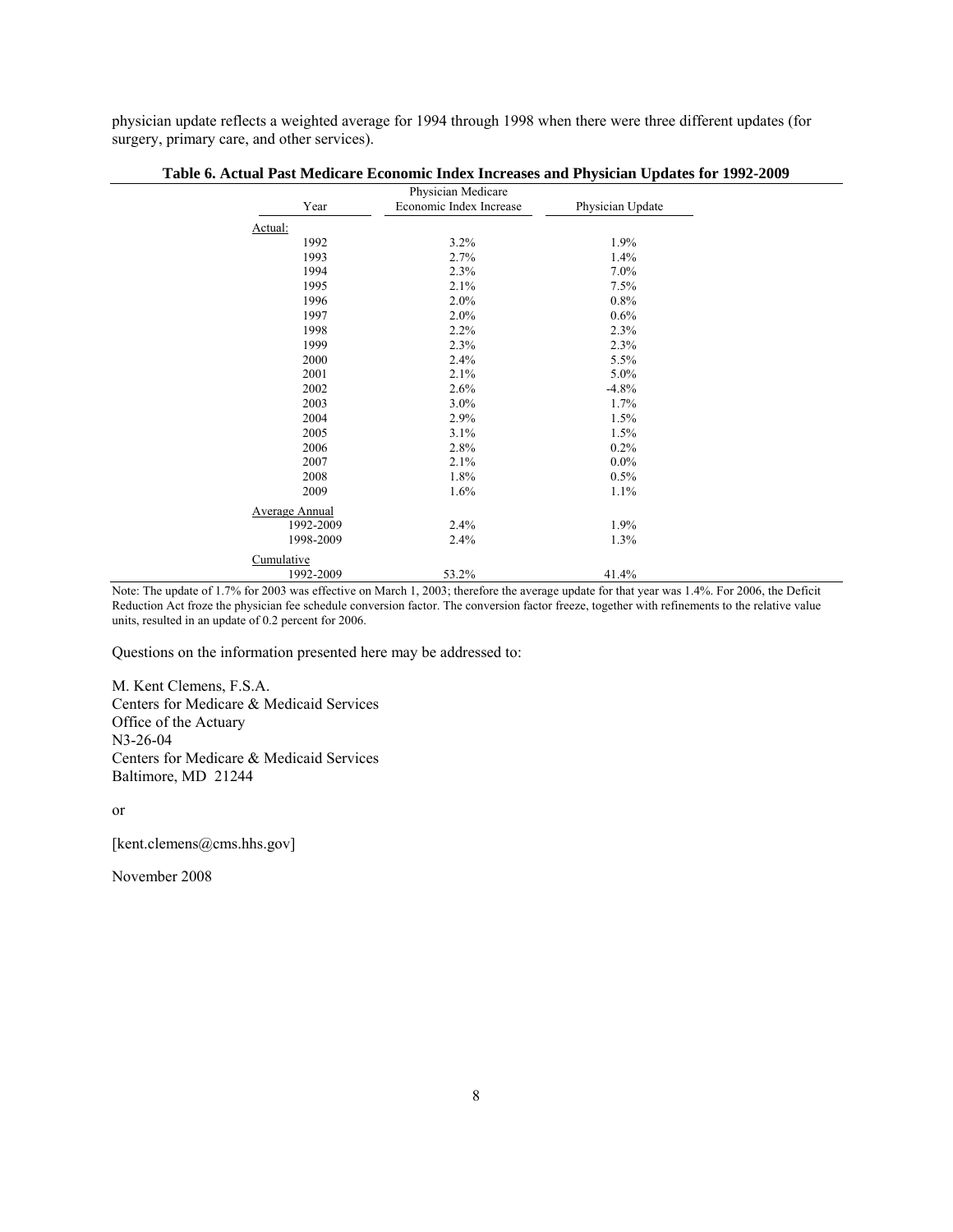physician update reflects a weighted average for 1994 through 1998 when there were three different updates (for surgery, primary care, and other services).

**Table 6. Actual Past Medicare Economic Index Increases and Physician Updates for 1992-2009**

| Year | Physician Medicare Economic Index Increase | Physician Update |
|---|---|---|
| Actual: | | |
| 1992 | 3.2% | 1.9% |
| 1993 | 2.7% | 1.4% |
| 1994 | 2.3% | 7.0% |
| 1995 | 2.1% | 7.5% |
| 1996 | 2.0% | 0.8% |
| 1997 | 2.0% | 0.6% |
| 1998 | 2.2% | 2.3% |
| 1999 | 2.3% | 2.3% |
| 2000 | 2.4% | 5.5% |
| 2001 | 2.1% | 5.0% |
| 2002 | 2.6% | -4.8% |
| 2003 | 3.0% | 1.7% |
| 2004 | 2.9% | 1.5% |
| 2005 | 3.1% | 1.5% |
| 2006 | 2.8% | 0.2% |
| 2007 | 2.1% | 0.0% |
| 2008 | 1.8% | 0.5% |
| 2009 | 1.6% | 1.1% |
| Average Annual | | |
| 1992-2009 | 2.4% | 1.9% |
| 1998-2009 | 2.4% | 1.3% |
| Cumulative | | |
| 1992-2009 | 53.2% | 41.4% |

Note: The update of 1.7% for 2003 was effective on March 1, 2003; therefore the average update for that year was 1.4%. For 2006, the Deficit Reduction Act froze the physician fee schedule conversion factor. The conversion factor freeze, together with refinements to the relative value units, resulted in an update of 0.2 percent for 2006.

Questions on the information presented here may be addressed to:

M. Kent Clemens, F.S.A.
Centers for Medicare & Medicaid Services
Office of the Actuary
N3-26-04
Centers for Medicare & Medicaid Services
Baltimore, MD 21244

or

[kent.clemens@cms.hhs.gov]

November 2008